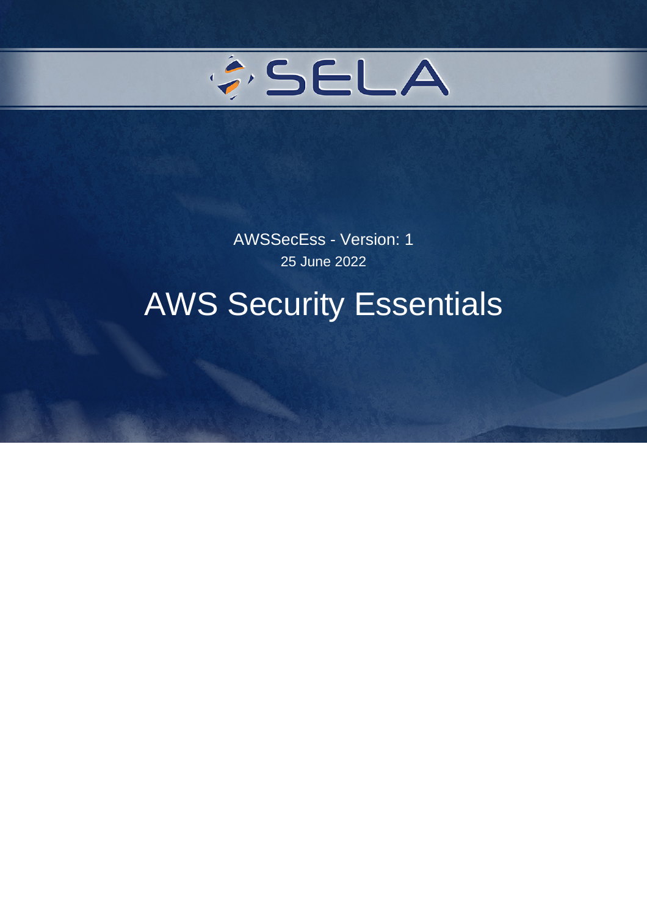SELA

AWSSecEss - Version: 1

25 June 2022

# AWS Security Essentials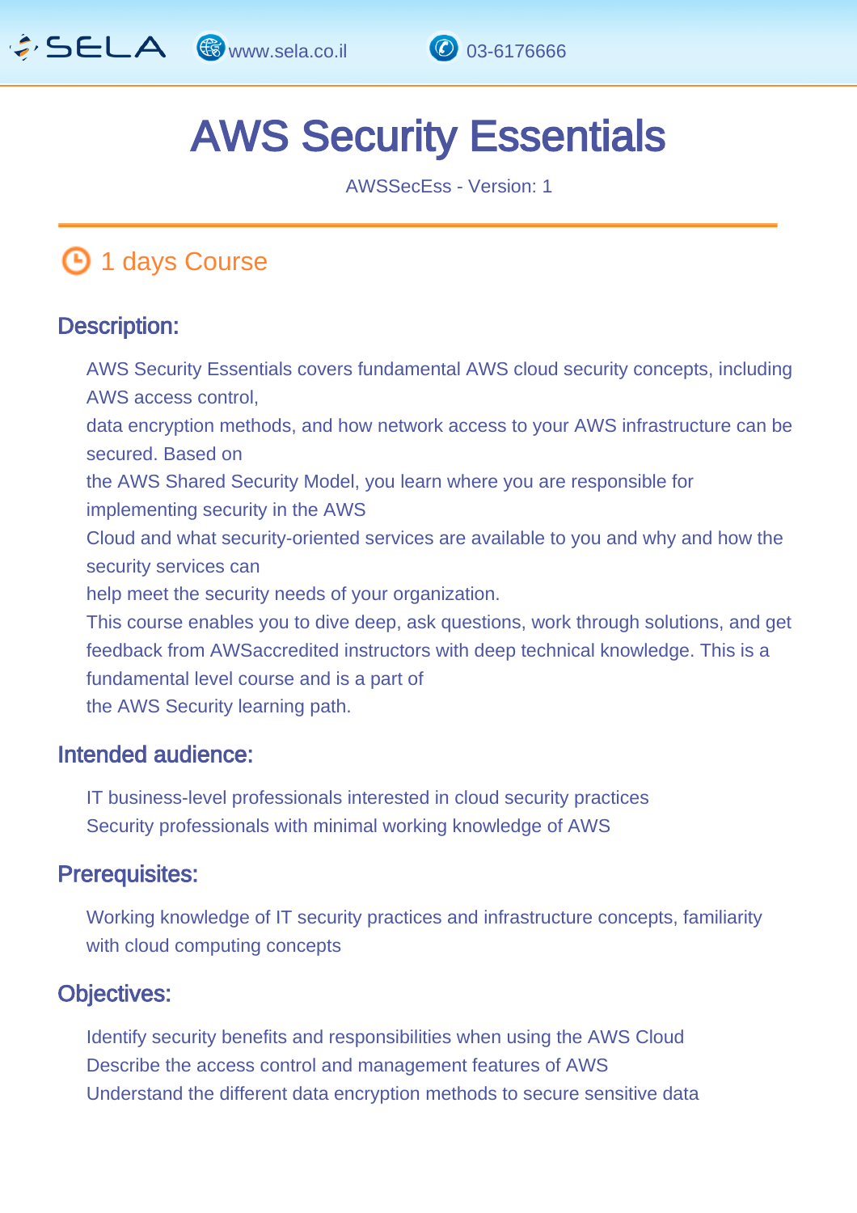# AWS Security Essentials

AWSSecEss - Version: 1

1 days Course

## Description:

AWS Security Essentials covers fundamental AWS cloud security concepts, including AWS access control, data encryption methods, and how network access to your AWS infrastructure can be secured. Based on the AWS Shared Security Model, you learn where you are responsible for implementing security in the AWS Cloud and what security-oriented services are available to you and why and how the security services can help meet the security needs of your organization.

This course enables you to dive deep, ask questions, work through solutions, and get feedback from AWSaccredited instructors with deep technical knowledge. This is a fundamental level course and is a part of the AWS Security learning path.

## Intended audience:

IT business-level professionals interested in cloud security practices
Security professionals with minimal working knowledge of AWS

## Prerequisites:

Working knowledge of IT security practices and infrastructure concepts, familiarity with cloud computing concepts

## Objectives:

Identify security benefits and responsibilities when using the AWS Cloud
Describe the access control and management features of AWS
Understand the different data encryption methods to secure sensitive data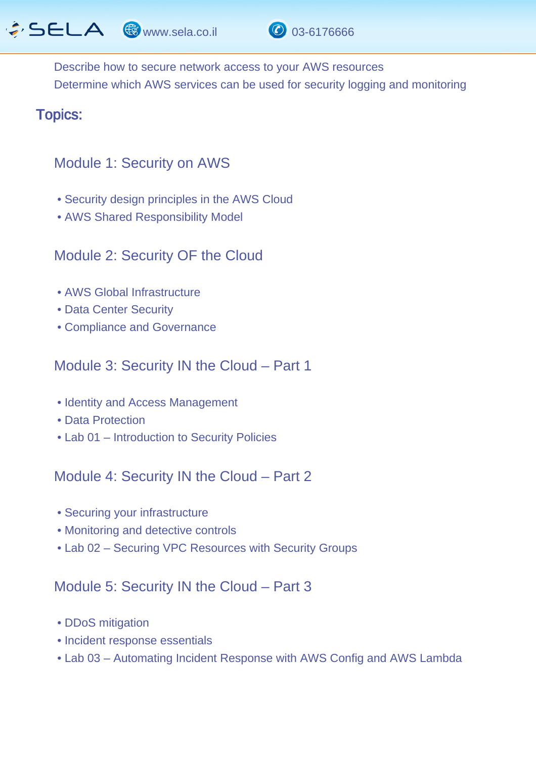Describe how to secure network access to your AWS resources
Determine which AWS services can be used for security logging and monitoring

## Topics:

### Module 1: Security on AWS

- Security design principles in the AWS Cloud
- AWS Shared Responsibility Model

### Module 2: Security OF the Cloud

- AWS Global Infrastructure
- Data Center Security
- Compliance and Governance

### Module 3: Security IN the Cloud – Part 1

- Identity and Access Management
- Data Protection
- Lab 01 – Introduction to Security Policies

### Module 4: Security IN the Cloud – Part 2

- Securing your infrastructure
- Monitoring and detective controls
- Lab 02 – Securing VPC Resources with Security Groups

### Module 5: Security IN the Cloud – Part 3

- DDoS mitigation
- Incident response essentials
- Lab 03 – Automating Incident Response with AWS Config and AWS Lambda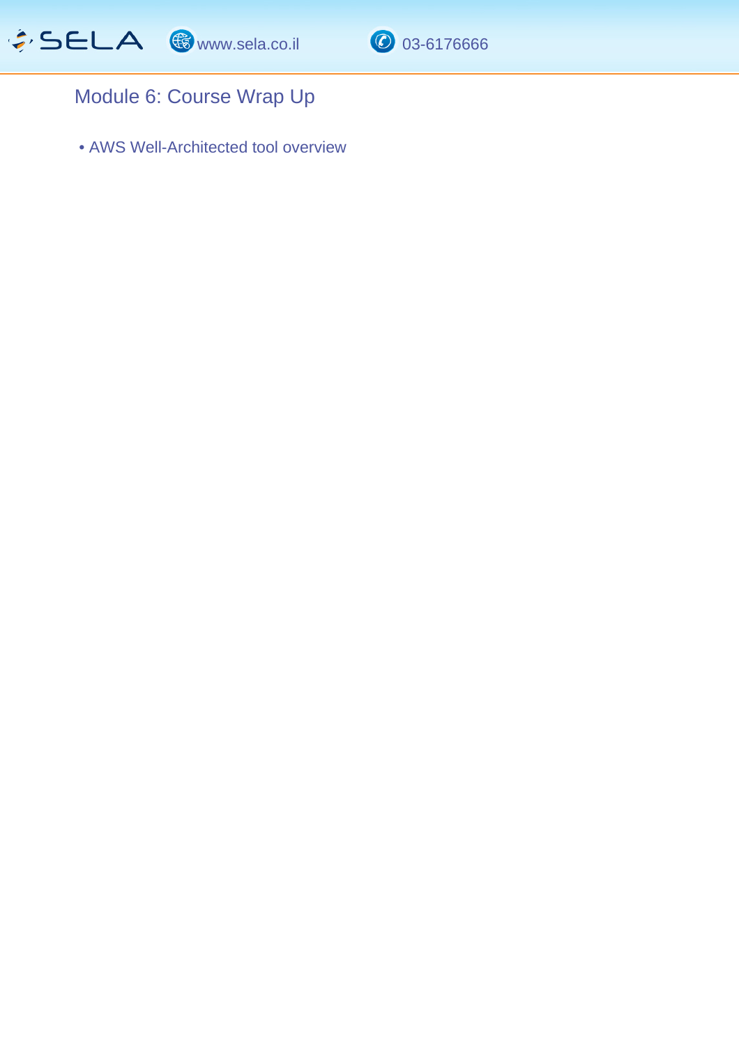## Module 6: Course Wrap Up

- AWS Well-Architected tool overview